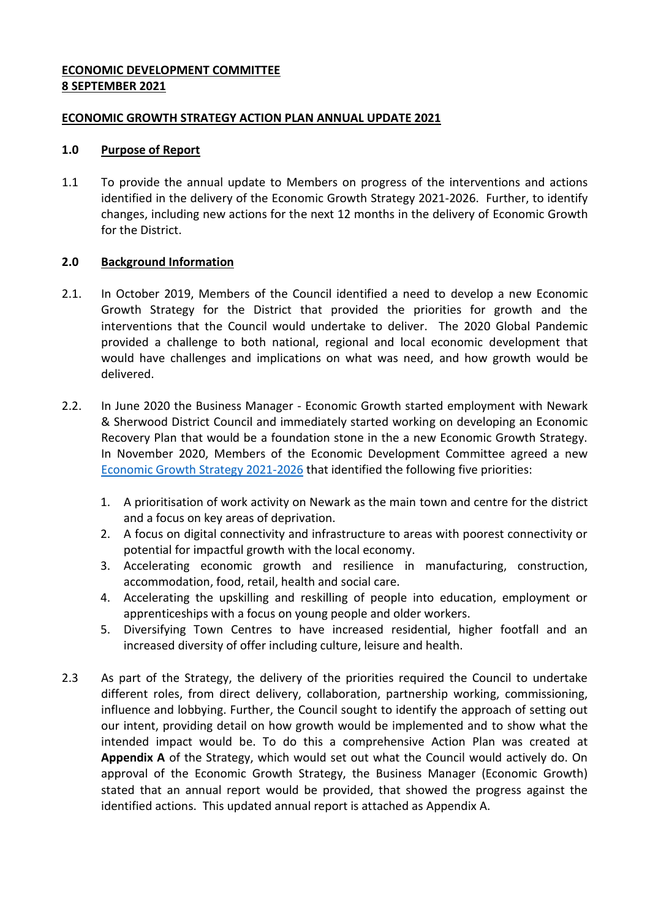**ECONOMIC DEVELOPMENT COMMITTEE**
**8 SEPTEMBER 2021**

**ECONOMIC GROWTH STRATEGY ACTION PLAN ANNUAL UPDATE 2021**

## 1.0 Purpose of Report

1.1 To provide the annual update to Members on progress of the interventions and actions identified in the delivery of the Economic Growth Strategy 2021-2026. Further, to identify changes, including new actions for the next 12 months in the delivery of Economic Growth for the District.

## 2.0 Background Information

2.1. In October 2019, Members of the Council identified a need to develop a new Economic Growth Strategy for the District that provided the priorities for growth and the interventions that the Council would undertake to deliver. The 2020 Global Pandemic provided a challenge to both national, regional and local economic development that would have challenges and implications on what was need, and how growth would be delivered.

2.2. In June 2020 the Business Manager - Economic Growth started employment with Newark & Sherwood District Council and immediately started working on developing an Economic Recovery Plan that would be a foundation stone in the a new Economic Growth Strategy. In November 2020, Members of the Economic Development Committee agreed a new Economic Growth Strategy 2021-2026 that identified the following five priorities:

1. A prioritisation of work activity on Newark as the main town and centre for the district and a focus on key areas of deprivation.
2. A focus on digital connectivity and infrastructure to areas with poorest connectivity or potential for impactful growth with the local economy.
3. Accelerating economic growth and resilience in manufacturing, construction, accommodation, food, retail, health and social care.
4. Accelerating the upskilling and reskilling of people into education, employment or apprenticeships with a focus on young people and older workers.
5. Diversifying Town Centres to have increased residential, higher footfall and an increased diversity of offer including culture, leisure and health.

2.3 As part of the Strategy, the delivery of the priorities required the Council to undertake different roles, from direct delivery, collaboration, partnership working, commissioning, influence and lobbying. Further, the Council sought to identify the approach of setting out our intent, providing detail on how growth would be implemented and to show what the intended impact would be. To do this a comprehensive Action Plan was created at **Appendix A** of the Strategy, which would set out what the Council would actively do. On approval of the Economic Growth Strategy, the Business Manager (Economic Growth) stated that an annual report would be provided, that showed the progress against the identified actions. This updated annual report is attached as Appendix A.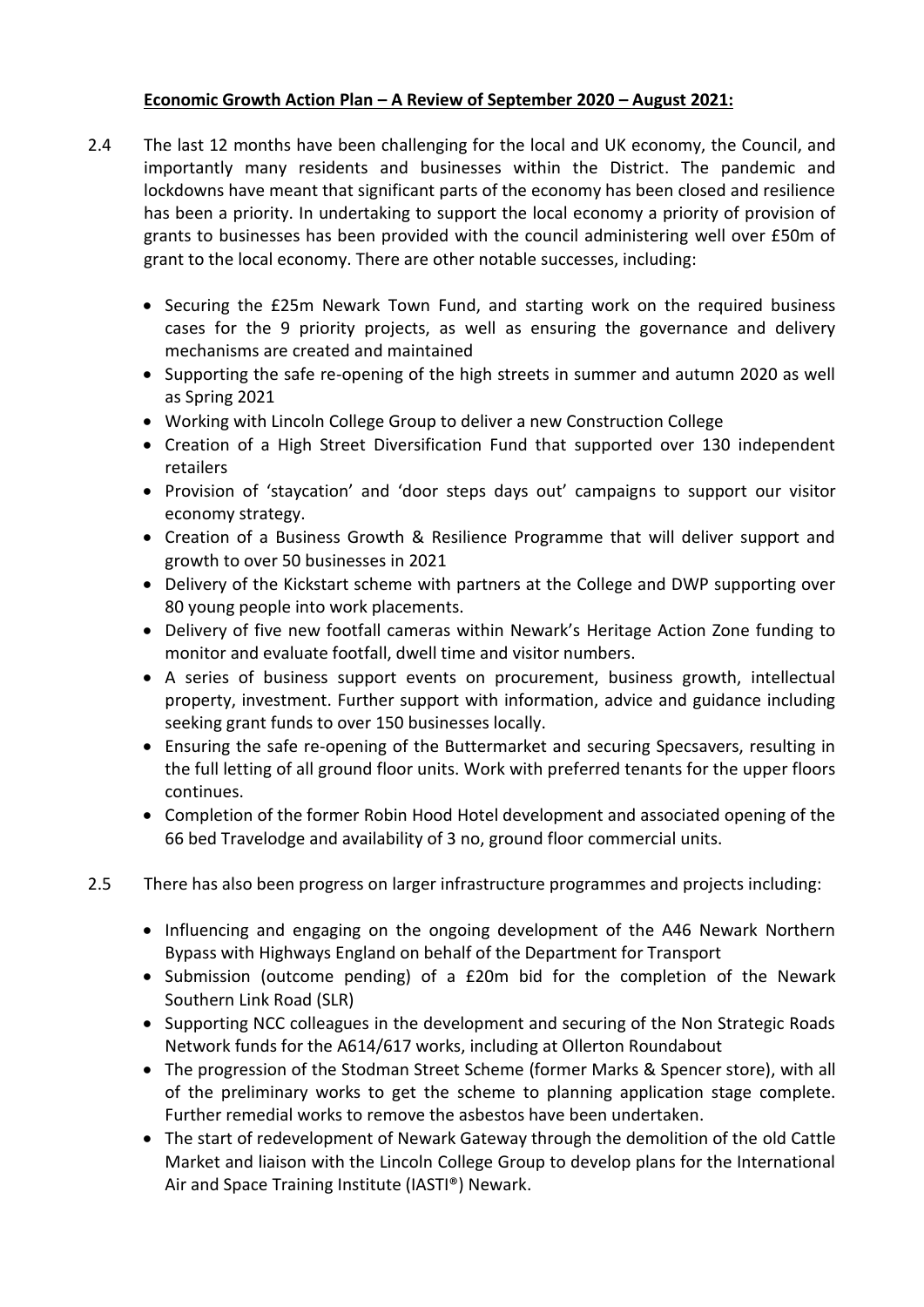**Economic Growth Action Plan – A Review of September 2020 – August 2021:**

2.4 The last 12 months have been challenging for the local and UK economy, the Council, and importantly many residents and businesses within the District. The pandemic and lockdowns have meant that significant parts of the economy has been closed and resilience has been a priority. In undertaking to support the local economy a priority of provision of grants to businesses has been provided with the council administering well over £50m of grant to the local economy. There are other notable successes, including:

- Securing the £25m Newark Town Fund, and starting work on the required business cases for the 9 priority projects, as well as ensuring the governance and delivery mechanisms are created and maintained
- Supporting the safe re-opening of the high streets in summer and autumn 2020 as well as Spring 2021
- Working with Lincoln College Group to deliver a new Construction College
- Creation of a High Street Diversification Fund that supported over 130 independent retailers
- Provision of 'staycation' and 'door steps days out' campaigns to support our visitor economy strategy.
- Creation of a Business Growth & Resilience Programme that will deliver support and growth to over 50 businesses in 2021
- Delivery of the Kickstart scheme with partners at the College and DWP supporting over 80 young people into work placements.
- Delivery of five new footfall cameras within Newark's Heritage Action Zone funding to monitor and evaluate footfall, dwell time and visitor numbers.
- A series of business support events on procurement, business growth, intellectual property, investment. Further support with information, advice and guidance including seeking grant funds to over 150 businesses locally.
- Ensuring the safe re-opening of the Buttermarket and securing Specsavers, resulting in the full letting of all ground floor units. Work with preferred tenants for the upper floors continues.
- Completion of the former Robin Hood Hotel development and associated opening of the 66 bed Travelodge and availability of 3 no, ground floor commercial units.

2.5 There has also been progress on larger infrastructure programmes and projects including:

- Influencing and engaging on the ongoing development of the A46 Newark Northern Bypass with Highways England on behalf of the Department for Transport
- Submission (outcome pending) of a £20m bid for the completion of the Newark Southern Link Road (SLR)
- Supporting NCC colleagues in the development and securing of the Non Strategic Roads Network funds for the A614/617 works, including at Ollerton Roundabout
- The progression of the Stodman Street Scheme (former Marks & Spencer store), with all of the preliminary works to get the scheme to planning application stage complete. Further remedial works to remove the asbestos have been undertaken.
- The start of redevelopment of Newark Gateway through the demolition of the old Cattle Market and liaison with the Lincoln College Group to develop plans for the International Air and Space Training Institute (IASTI®) Newark.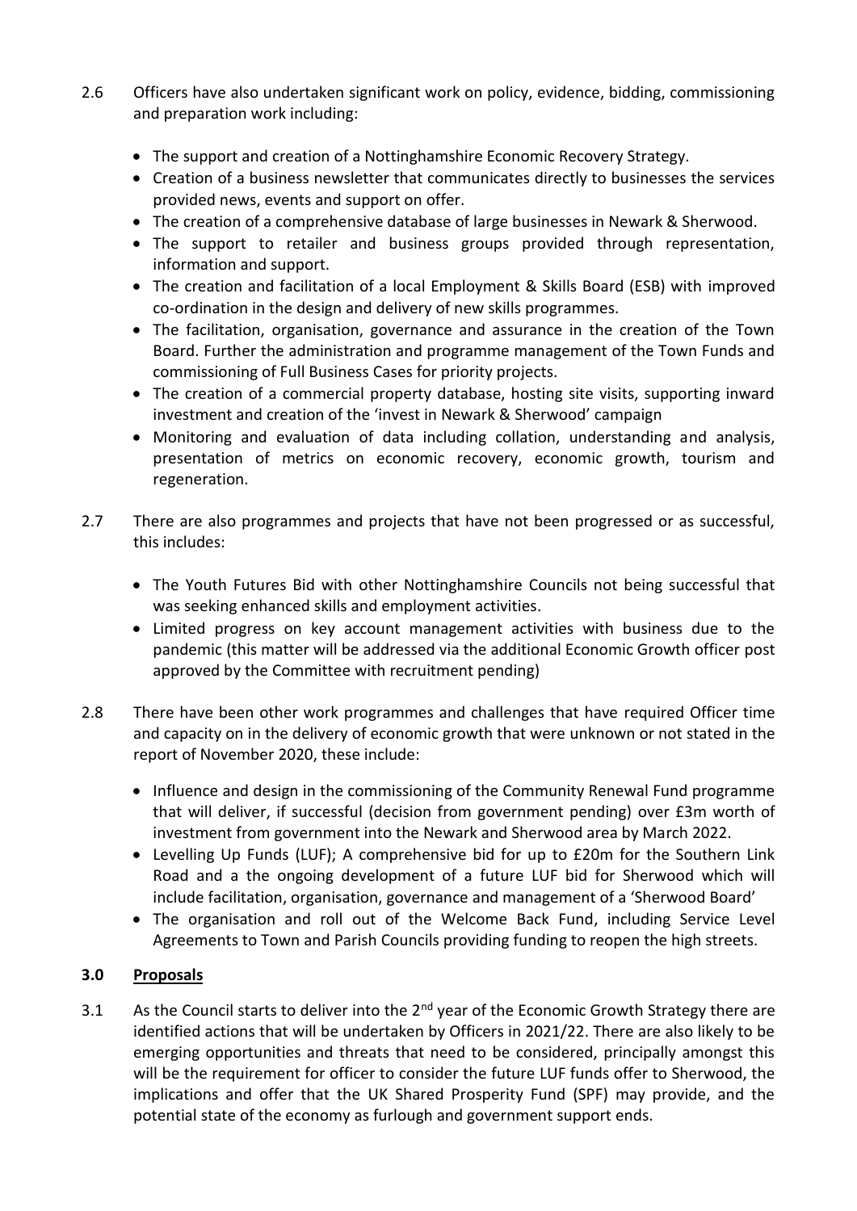2.6 Officers have also undertaken significant work on policy, evidence, bidding, commissioning and preparation work including:

- The support and creation of a Nottinghamshire Economic Recovery Strategy.
- Creation of a business newsletter that communicates directly to businesses the services provided news, events and support on offer.
- The creation of a comprehensive database of large businesses in Newark & Sherwood.
- The support to retailer and business groups provided through representation, information and support.
- The creation and facilitation of a local Employment & Skills Board (ESB) with improved co-ordination in the design and delivery of new skills programmes.
- The facilitation, organisation, governance and assurance in the creation of the Town Board. Further the administration and programme management of the Town Funds and commissioning of Full Business Cases for priority projects.
- The creation of a commercial property database, hosting site visits, supporting inward investment and creation of the 'invest in Newark & Sherwood' campaign
- Monitoring and evaluation of data including collation, understanding and analysis, presentation of metrics on economic recovery, economic growth, tourism and regeneration.

2.7 There are also programmes and projects that have not been progressed or as successful, this includes:

- The Youth Futures Bid with other Nottinghamshire Councils not being successful that was seeking enhanced skills and employment activities.
- Limited progress on key account management activities with business due to the pandemic (this matter will be addressed via the additional Economic Growth officer post approved by the Committee with recruitment pending)

2.8 There have been other work programmes and challenges that have required Officer time and capacity on in the delivery of economic growth that were unknown or not stated in the report of November 2020, these include:

- Influence and design in the commissioning of the Community Renewal Fund programme that will deliver, if successful (decision from government pending) over £3m worth of investment from government into the Newark and Sherwood area by March 2022.
- Levelling Up Funds (LUF); A comprehensive bid for up to £20m for the Southern Link Road and a the ongoing development of a future LUF bid for Sherwood which will include facilitation, organisation, governance and management of a 'Sherwood Board'
- The organisation and roll out of the Welcome Back Fund, including Service Level Agreements to Town and Parish Councils providing funding to reopen the high streets.

## 3.0 Proposals

3.1 As the Council starts to deliver into the 2nd year of the Economic Growth Strategy there are identified actions that will be undertaken by Officers in 2021/22. There are also likely to be emerging opportunities and threats that need to be considered, principally amongst this will be the requirement for officer to consider the future LUF funds offer to Sherwood, the implications and offer that the UK Shared Prosperity Fund (SPF) may provide, and the potential state of the economy as furlough and government support ends.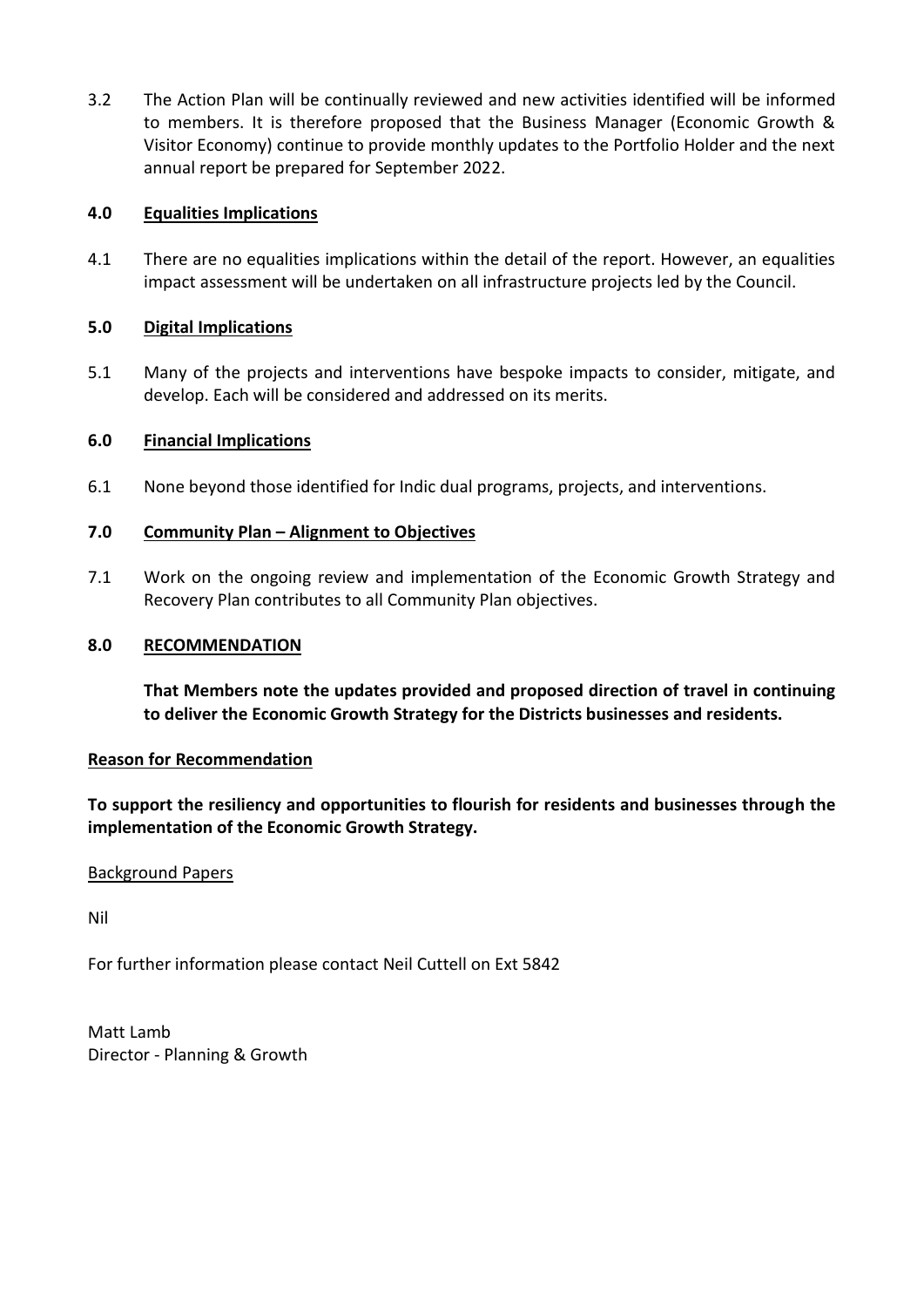3.2 The Action Plan will be continually reviewed and new activities identified will be informed to members. It is therefore proposed that the Business Manager (Economic Growth & Visitor Economy) continue to provide monthly updates to the Portfolio Holder and the next annual report be prepared for September 2022.

## 4.0 Equalities Implications

4.1 There are no equalities implications within the detail of the report. However, an equalities impact assessment will be undertaken on all infrastructure projects led by the Council.

## 5.0 Digital Implications

5.1 Many of the projects and interventions have bespoke impacts to consider, mitigate, and develop. Each will be considered and addressed on its merits.

## 6.0 Financial Implications

6.1 None beyond those identified for Indic dual programs, projects, and interventions.

## 7.0 Community Plan – Alignment to Objectives

7.1 Work on the ongoing review and implementation of the Economic Growth Strategy and Recovery Plan contributes to all Community Plan objectives.

## 8.0 RECOMMENDATION

**That Members note the updates provided and proposed direction of travel in continuing to deliver the Economic Growth Strategy for the Districts businesses and residents.**

**Reason for Recommendation**

**To support the resiliency and opportunities to flourish for residents and businesses through the implementation of the Economic Growth Strategy.**

Background Papers

Nil

For further information please contact Neil Cuttell on Ext 5842

Matt Lamb
Director - Planning & Growth